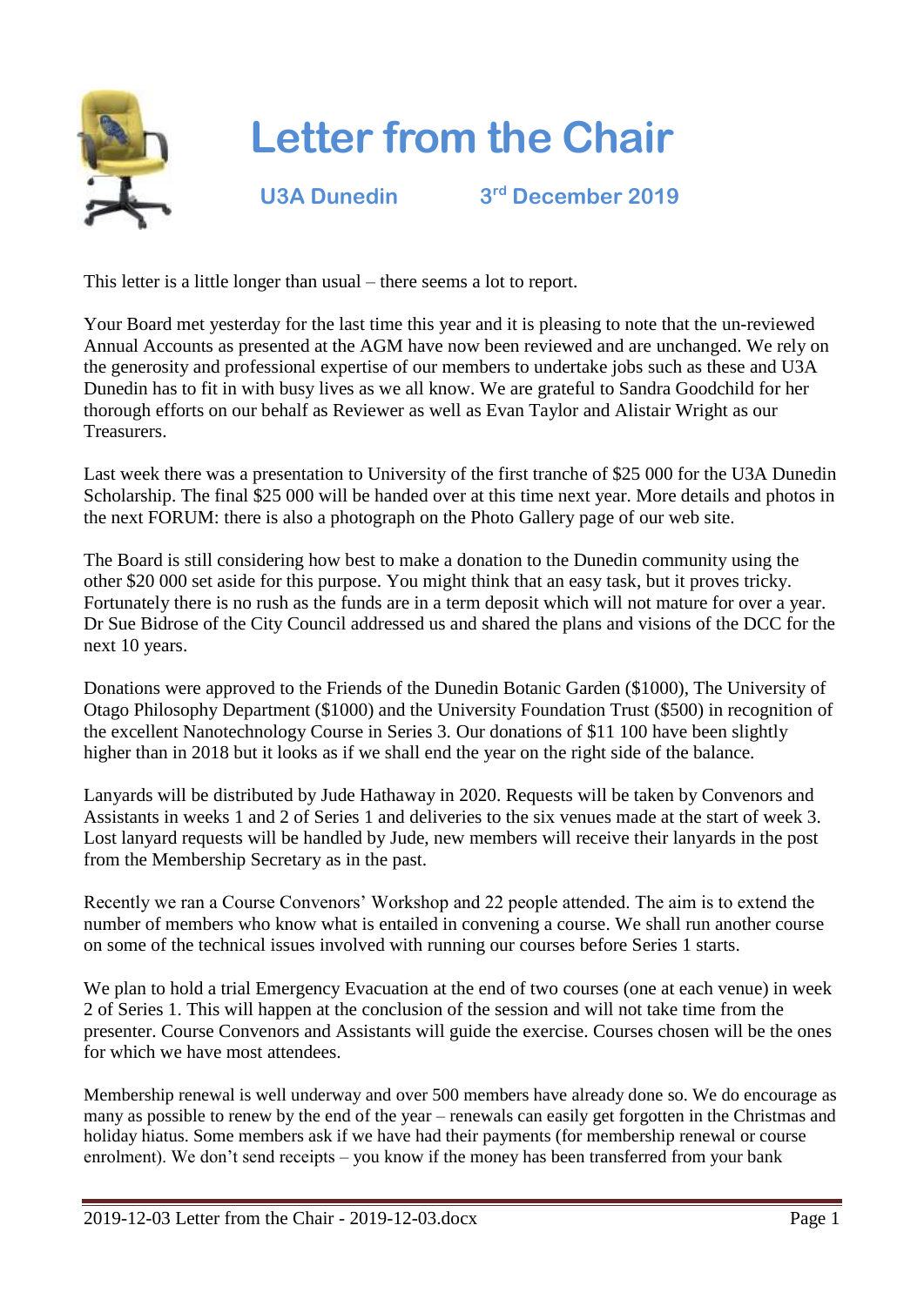# Letter from the Chair

**U3A Dunedin** **3rd December 2019**

This letter is a little longer than usual – there seems a lot to report.

Your Board met yesterday for the last time this year and it is pleasing to note that the un-reviewed Annual Accounts as presented at the AGM have now been reviewed and are unchanged. We rely on the generosity and professional expertise of our members to undertake jobs such as these and U3A Dunedin has to fit in with busy lives as we all know. We are grateful to Sandra Goodchild for her thorough efforts on our behalf as Reviewer as well as Evan Taylor and Alistair Wright as our Treasurers.

Last week there was a presentation to University of the first tranche of $25 000 for the U3A Dunedin Scholarship. The final $25 000 will be handed over at this time next year. More details and photos in the next FORUM: there is also a photograph on the Photo Gallery page of our web site.

The Board is still considering how best to make a donation to the Dunedin community using the other $20 000 set aside for this purpose. You might think that an easy task, but it proves tricky. Fortunately there is no rush as the funds are in a term deposit which will not mature for over a year. Dr Sue Bidrose of the City Council addressed us and shared the plans and visions of the DCC for the next 10 years.

Donations were approved to the Friends of the Dunedin Botanic Garden ($1000), The University of Otago Philosophy Department ($1000) and the University Foundation Trust ($500) in recognition of the excellent Nanotechnology Course in Series 3. Our donations of $11 100 have been slightly higher than in 2018 but it looks as if we shall end the year on the right side of the balance.

Lanyards will be distributed by Jude Hathaway in 2020. Requests will be taken by Convenors and Assistants in weeks 1 and 2 of Series 1 and deliveries to the six venues made at the start of week 3. Lost lanyard requests will be handled by Jude, new members will receive their lanyards in the post from the Membership Secretary as in the past.

Recently we ran a Course Convenors' Workshop and 22 people attended. The aim is to extend the number of members who know what is entailed in convening a course. We shall run another course on some of the technical issues involved with running our courses before Series 1 starts.

We plan to hold a trial Emergency Evacuation at the end of two courses (one at each venue) in week 2 of Series 1. This will happen at the conclusion of the session and will not take time from the presenter. Course Convenors and Assistants will guide the exercise. Courses chosen will be the ones for which we have most attendees.

Membership renewal is well underway and over 500 members have already done so. We do encourage as many as possible to renew by the end of the year – renewals can easily get forgotten in the Christmas and holiday hiatus. Some members ask if we have had their payments (for membership renewal or course enrolment). We don't send receipts – you know if the money has been transferred from your bank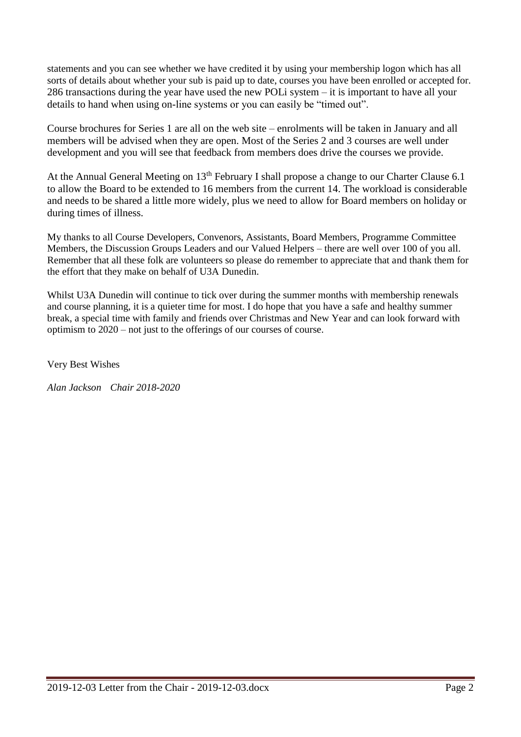statements and you can see whether we have credited it by using your membership logon which has all sorts of details about whether your sub is paid up to date, courses you have been enrolled or accepted for. 286 transactions during the year have used the new POLi system – it is important to have all your details to hand when using on-line systems or you can easily be "timed out".

Course brochures for Series 1 are all on the web site – enrolments will be taken in January and all members will be advised when they are open. Most of the Series 2 and 3 courses are well under development and you will see that feedback from members does drive the courses we provide.

At the Annual General Meeting on 13th February I shall propose a change to our Charter Clause 6.1 to allow the Board to be extended to 16 members from the current 14. The workload is considerable and needs to be shared a little more widely, plus we need to allow for Board members on holiday or during times of illness.

My thanks to all Course Developers, Convenors, Assistants, Board Members, Programme Committee Members, the Discussion Groups Leaders and our Valued Helpers – there are well over 100 of you all. Remember that all these folk are volunteers so please do remember to appreciate that and thank them for the effort that they make on behalf of U3A Dunedin.

Whilst U3A Dunedin will continue to tick over during the summer months with membership renewals and course planning, it is a quieter time for most. I do hope that you have a safe and healthy summer break, a special time with family and friends over Christmas and New Year and can look forward with optimism to 2020 – not just to the offerings of our courses of course.

Very Best Wishes

*Alan Jackson   Chair 2018-2020*